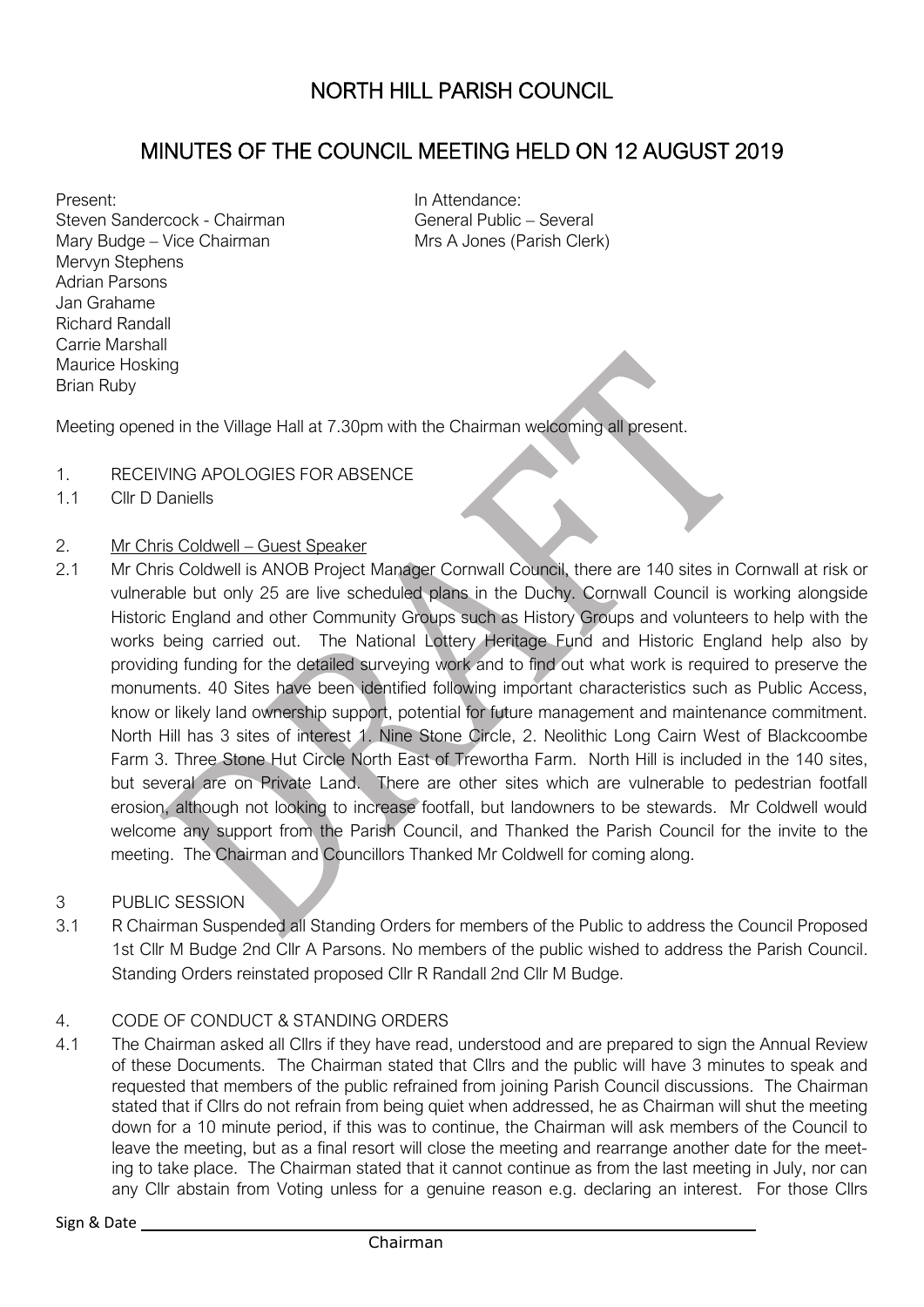# NORTH HILL PARISH COUNCIL

## MINUTES OF THE COUNCIL MEETING HELD ON 12 AUGUST 2019

Present:
Steven Sandercock - Chairman
Mary Budge – Vice Chairman
Mervyn Stephens
Adrian Parsons
Jan Grahame
Richard Randall
Carrie Marshall
Maurice Hosking
Brian Ruby

In Attendance:
General Public – Several
Mrs A Jones (Parish Clerk)

Meeting opened in the Village Hall at 7.30pm with the Chairman welcoming all present.

1. RECEIVING APOLOGIES FOR ABSENCE
1.1 Cllr D Daniells

2. Mr Chris Coldwell – Guest Speaker
2.1 Mr Chris Coldwell is ANOB Project Manager Cornwall Council, there are 140 sites in Cornwall at risk or vulnerable but only 25 are live scheduled plans in the Duchy. Cornwall Council is working alongside Historic England and other Community Groups such as History Groups and volunteers to help with the works being carried out. The National Lottery Heritage Fund and Historic England help also by providing funding for the detailed surveying work and to find out what work is required to preserve the monuments. 40 Sites have been identified following important characteristics such as Public Access, know or likely land ownership support, potential for future management and maintenance commitment. North Hill has 3 sites of interest 1. Nine Stone Circle, 2. Neolithic Long Cairn West of Blackcoombe Farm 3. Three Stone Hut Circle North East of Trewortha Farm. North Hill is included in the 140 sites, but several are on Private Land. There are other sites which are vulnerable to pedestrian footfall erosion, although not looking to increase footfall, but landowners to be stewards. Mr Coldwell would welcome any support from the Parish Council, and Thanked the Parish Council for the invite to the meeting. The Chairman and Councillors Thanked Mr Coldwell for coming along.

3 PUBLIC SESSION
3.1 R Chairman Suspended all Standing Orders for members of the Public to address the Council Proposed 1st Cllr M Budge 2nd Cllr A Parsons. No members of the public wished to address the Parish Council. Standing Orders reinstated proposed Cllr R Randall 2nd Cllr M Budge.

4. CODE OF CONDUCT & STANDING ORDERS
4.1 The Chairman asked all Cllrs if they have read, understood and are prepared to sign the Annual Review of these Documents. The Chairman stated that Cllrs and the public will have 3 minutes to speak and requested that members of the public refrained from joining Parish Council discussions. The Chairman stated that if Cllrs do not refrain from being quiet when addressed, he as Chairman will shut the meeting down for a 10 minute period, if this was to continue, the Chairman will ask members of the Council to leave the meeting, but as a final resort will close the meeting and rearrange another date for the meeting to take place. The Chairman stated that it cannot continue as from the last meeting in July, nor can any Cllr abstain from Voting unless for a genuine reason e.g. declaring an interest. For those Cllrs

Sign & Date ____________________

Chairman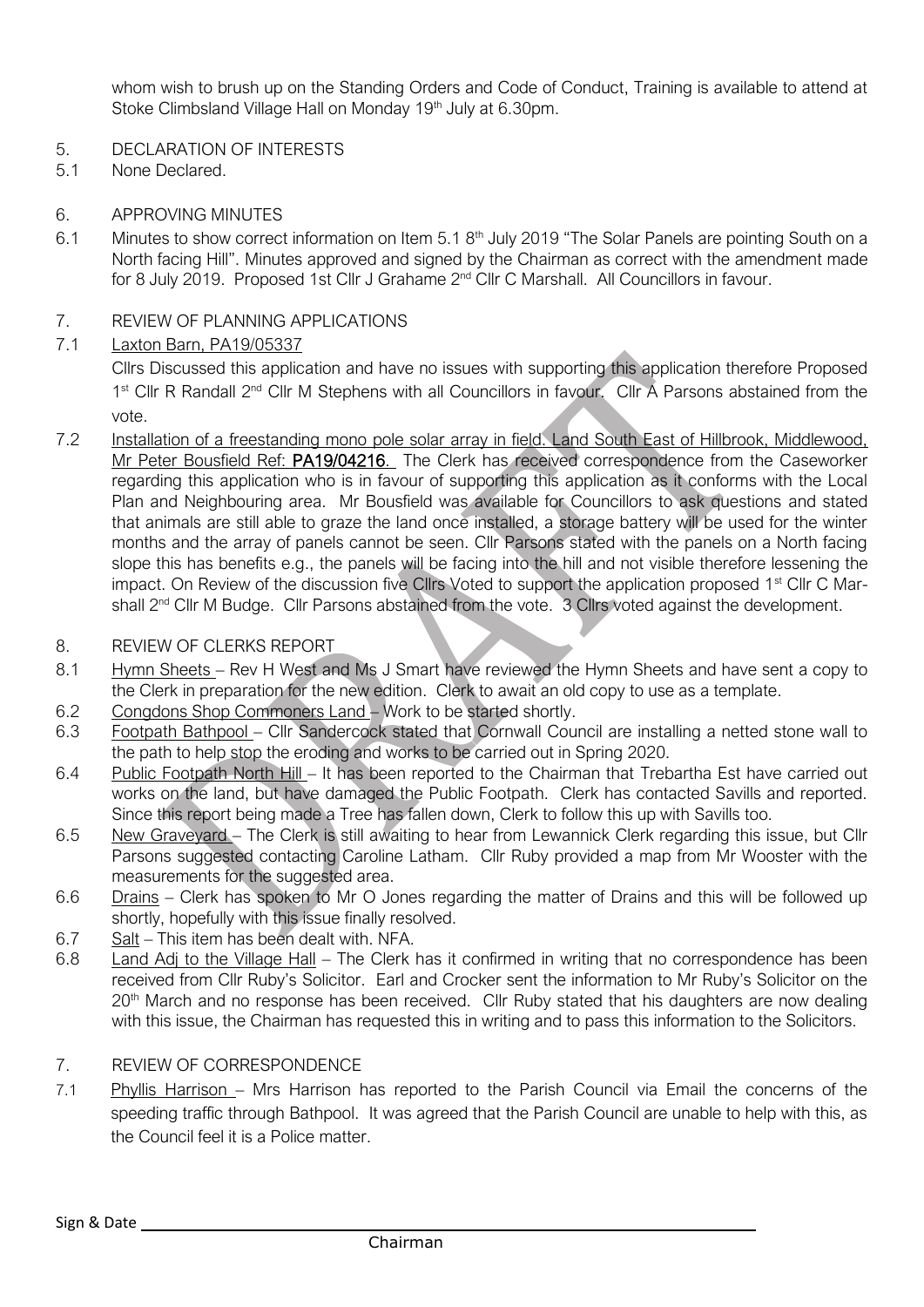whom wish to brush up on the Standing Orders and Code of Conduct, Training is available to attend at Stoke Climbsland Village Hall on Monday 19th July at 6.30pm.

5. DECLARATION OF INTERESTS

5.1 None Declared.

6. APPROVING MINUTES

6.1 Minutes to show correct information on Item 5.1 8th July 2019 "The Solar Panels are pointing South on a North facing Hill". Minutes approved and signed by the Chairman as correct with the amendment made for 8 July 2019. Proposed 1st Cllr J Grahame 2nd Cllr C Marshall. All Councillors in favour.

7. REVIEW OF PLANNING APPLICATIONS

7.1 Laxton Barn, PA19/05337

Cllrs Discussed this application and have no issues with supporting this application therefore Proposed 1st Cllr R Randall 2nd Cllr M Stephens with all Councillors in favour. Cllr A Parsons abstained from the vote.

7.2 Installation of a freestanding mono pole solar array in field. Land South East of Hillbrook, Middlewood, Mr Peter Bousfield Ref: **PA19/04216.** The Clerk has received correspondence from the Caseworker regarding this application who is in favour of supporting this application as it conforms with the Local Plan and Neighbouring area. Mr Bousfield was available for Councillors to ask questions and stated that animals are still able to graze the land once installed, a storage battery will be used for the winter months and the array of panels cannot be seen. Cllr Parsons stated with the panels on a North facing slope this has benefits e.g., the panels will be facing into the hill and not visible therefore lessening the impact. On Review of the discussion five Cllrs Voted to support the application proposed 1st Cllr C Marshall 2nd Cllr M Budge. Cllr Parsons abstained from the vote. 3 Cllrs voted against the development.

8. REVIEW OF CLERKS REPORT

8.1 Hymn Sheets – Rev H West and Ms J Smart have reviewed the Hymn Sheets and have sent a copy to the Clerk in preparation for the new edition. Clerk to await an old copy to use as a template.

6.2 Congdons Shop Commoners Land – Work to be started shortly.

6.3 Footpath Bathpool – Cllr Sandercock stated that Cornwall Council are installing a netted stone wall to the path to help stop the eroding and works to be carried out in Spring 2020.

6.4 Public Footpath North Hill – It has been reported to the Chairman that Trebartha Est have carried out works on the land, but have damaged the Public Footpath. Clerk has contacted Savills and reported. Since this report being made a Tree has fallen down, Clerk to follow this up with Savills too.

6.5 New Graveyard – The Clerk is still awaiting to hear from Lewannick Clerk regarding this issue, but Cllr Parsons suggested contacting Caroline Latham. Cllr Ruby provided a map from Mr Wooster with the measurements for the suggested area.

6.6 Drains – Clerk has spoken to Mr O Jones regarding the matter of Drains and this will be followed up shortly, hopefully with this issue finally resolved.

6.7 Salt – This item has been dealt with. NFA.

6.8 Land Adj to the Village Hall – The Clerk has it confirmed in writing that no correspondence has been received from Cllr Ruby's Solicitor. Earl and Crocker sent the information to Mr Ruby's Solicitor on the 20th March and no response has been received. Cllr Ruby stated that his daughters are now dealing with this issue, the Chairman has requested this in writing and to pass this information to the Solicitors.

7. REVIEW OF CORRESPONDENCE

7.1 Phyllis Harrison – Mrs Harrison has reported to the Parish Council via Email the concerns of the speeding traffic through Bathpool. It was agreed that the Parish Council are unable to help with this, as the Council feel it is a Police matter.

Sign & Date ______________________________

Chairman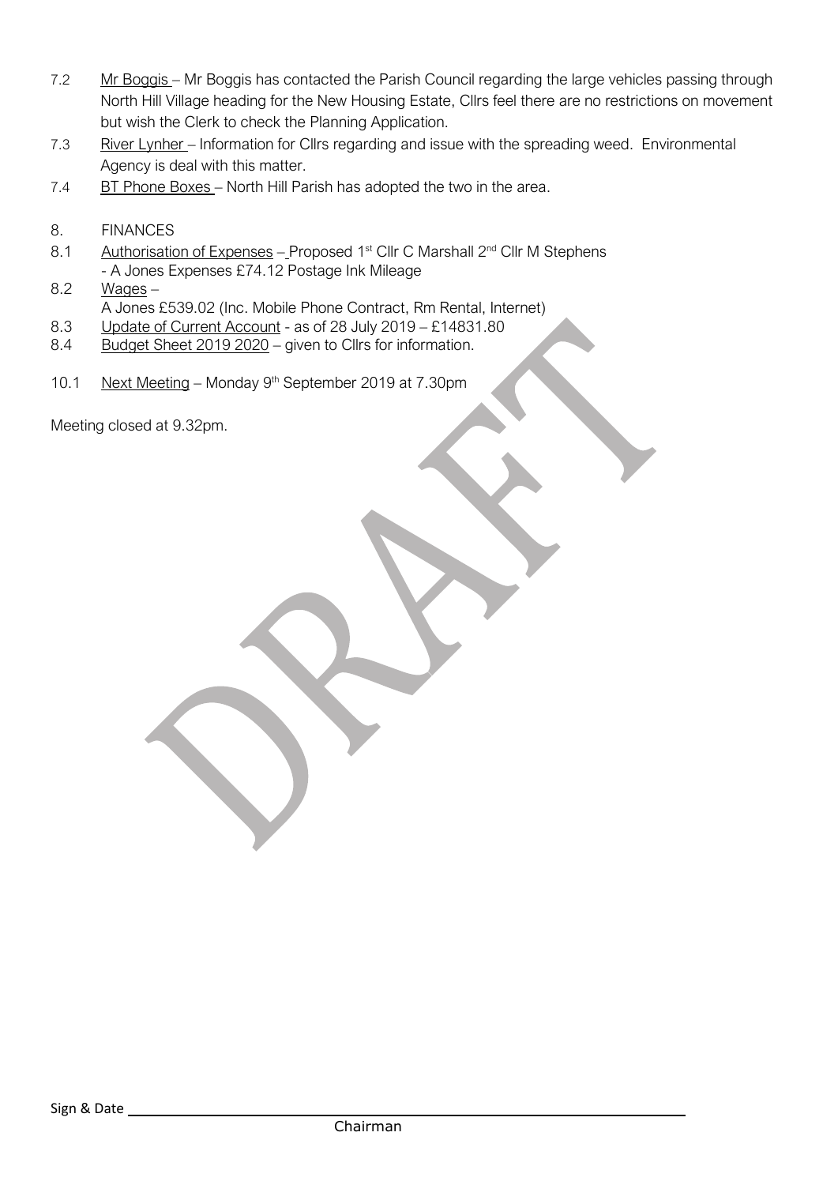7.2 Mr Boggis – Mr Boggis has contacted the Parish Council regarding the large vehicles passing through North Hill Village heading for the New Housing Estate, Cllrs feel there are no restrictions on movement but wish the Clerk to check the Planning Application.

7.3 River Lynher – Information for Cllrs regarding and issue with the spreading weed. Environmental Agency is deal with this matter.

7.4 BT Phone Boxes – North Hill Parish has adopted the two in the area.

8. FINANCES

8.1 Authorisation of Expenses – Proposed 1st Cllr C Marshall 2nd Cllr M Stephens
- A Jones Expenses £74.12 Postage Ink Mileage

8.2 Wages –
A Jones £539.02 (Inc. Mobile Phone Contract, Rm Rental, Internet)

8.3 Update of Current Account - as of 28 July 2019 – £14831.80

8.4 Budget Sheet 2019 2020 – given to Cllrs for information.

10.1 Next Meeting – Monday 9th September 2019 at 7.30pm

Meeting closed at 9.32pm.

DRAFT

Sign & Date ____________________

Chairman